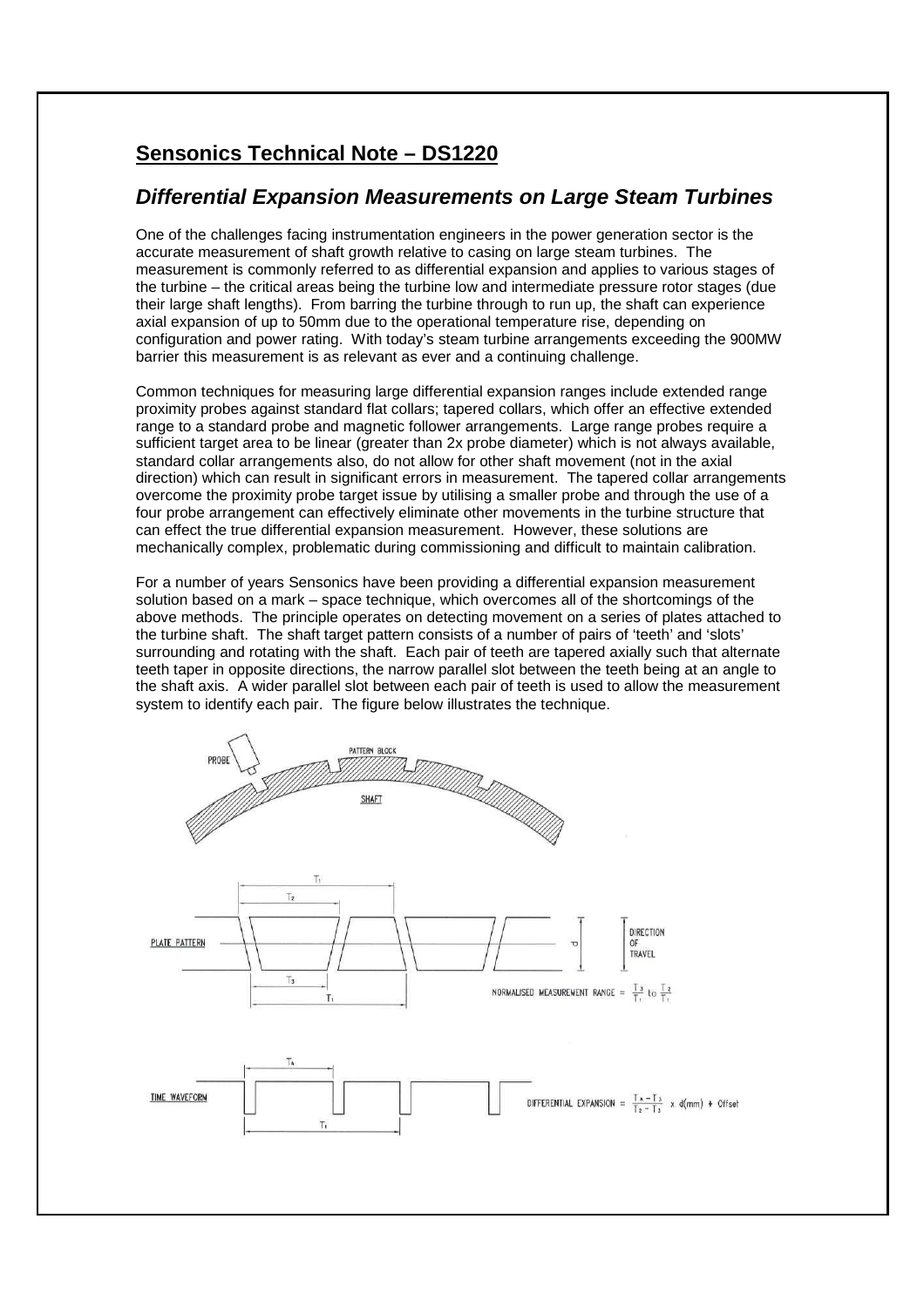## Sensonics Technical Note – DS1220

### *Differential Expansion Measurements on Large Steam Turbines*

One of the challenges facing instrumentation engineers in the power generation sector is the accurate measurement of shaft growth relative to casing on large steam turbines. The measurement is commonly referred to as differential expansion and applies to various stages of the turbine – the critical areas being the turbine low and intermediate pressure rotor stages (due their large shaft lengths). From barring the turbine through to run up, the shaft can experience axial expansion of up to 50mm due to the operational temperature rise, depending on configuration and power rating. With today's steam turbine arrangements exceeding the 900MW barrier this measurement is as relevant as ever and a continuing challenge.

Common techniques for measuring large differential expansion ranges include extended range proximity probes against standard flat collars; tapered collars, which offer an effective extended range to a standard probe and magnetic follower arrangements. Large range probes require a sufficient target area to be linear (greater than 2x probe diameter) which is not always available, standard collar arrangements also, do not allow for other shaft movement (not in the axial direction) which can result in significant errors in measurement. The tapered collar arrangements overcome the proximity probe target issue by utilising a smaller probe and through the use of a four probe arrangement can effectively eliminate other movements in the turbine structure that can effect the true differential expansion measurement. However, these solutions are mechanically complex, problematic during commissioning and difficult to maintain calibration.

For a number of years Sensonics have been providing a differential expansion measurement solution based on a mark – space technique, which overcomes all of the shortcomings of the above methods. The principle operates on detecting movement on a series of plates attached to the turbine shaft. The shaft target pattern consists of a number of pairs of 'teeth' and 'slots' surrounding and rotating with the shaft. Each pair of teeth are tapered axially such that alternate teeth taper in opposite directions, the narrow parallel slot between the teeth being at an angle to the shaft axis. A wider parallel slot between each pair of teeth is used to allow the measurement system to identify each pair. The figure below illustrates the technique.

PROBE — PATTERN BLOCK — SHAFT

PLATE PATTERN ($T_1$, $T_2$, $T_3$, $d$) — DIRECTION OF TRAVEL

NORMALISED MEASUREMENT RANGE = $\frac{T_3}{T_1}$ to $\frac{T_2}{T_1}$

TIME WAVEFORM ($T_A$, $T_1$)

$$\text{DIFFERENTIAL EXPANSION} = \frac{T_A - T_3}{T_2 - T_3} \times d(\text{mm}) + \text{Offset}$$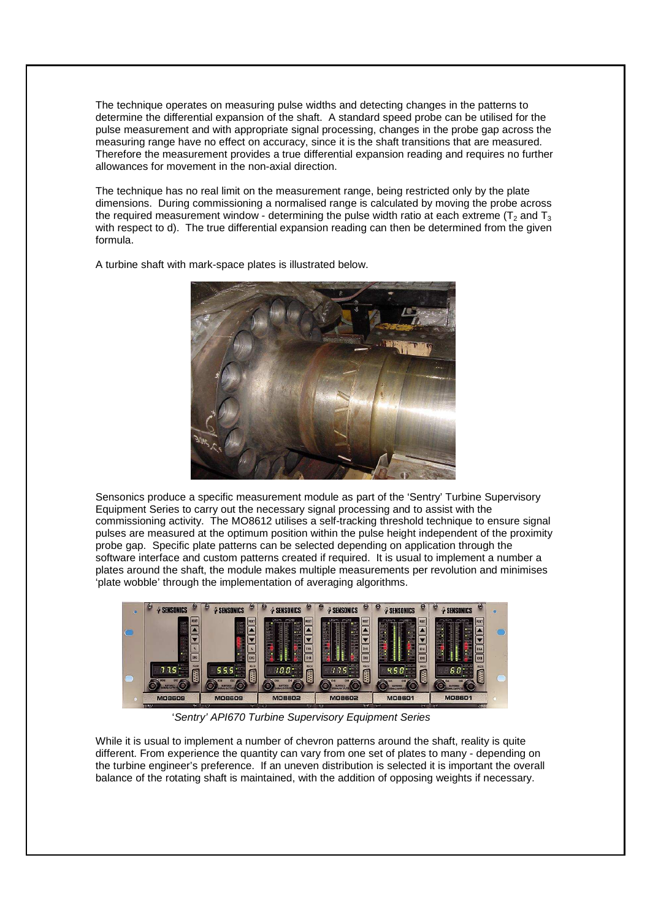The technique operates on measuring pulse widths and detecting changes in the patterns to determine the differential expansion of the shaft. A standard speed probe can be utilised for the pulse measurement and with appropriate signal processing, changes in the probe gap across the measuring range have no effect on accuracy, since it is the shaft transitions that are measured. Therefore the measurement provides a true differential expansion reading and requires no further allowances for movement in the non-axial direction.

The technique has no real limit on the measurement range, being restricted only by the plate dimensions. During commissioning a normalised range is calculated by moving the probe across the required measurement window - determining the pulse width ratio at each extreme ($T_2$ and $T_3$ with respect to d). The true differential expansion reading can then be determined from the given formula.

A turbine shaft with mark-space plates is illustrated below.

Sensonics produce a specific measurement module as part of the 'Sentry' Turbine Supervisory Equipment Series to carry out the necessary signal processing and to assist with the commissioning activity. The MO8612 utilises a self-tracking threshold technique to ensure signal pulses are measured at the optimum position within the pulse height independent of the proximity probe gap. Specific plate patterns can be selected depending on application through the software interface and custom patterns created if required. It is usual to implement a number a plates around the shaft, the module makes multiple measurements per revolution and minimises 'plate wobble' through the implementation of averaging algorithms.

*'Sentry' API670 Turbine Supervisory Equipment Series*

While it is usual to implement a number of chevron patterns around the shaft, reality is quite different. From experience the quantity can vary from one set of plates to many - depending on the turbine engineer's preference. If an uneven distribution is selected it is important the overall balance of the rotating shaft is maintained, with the addition of opposing weights if necessary.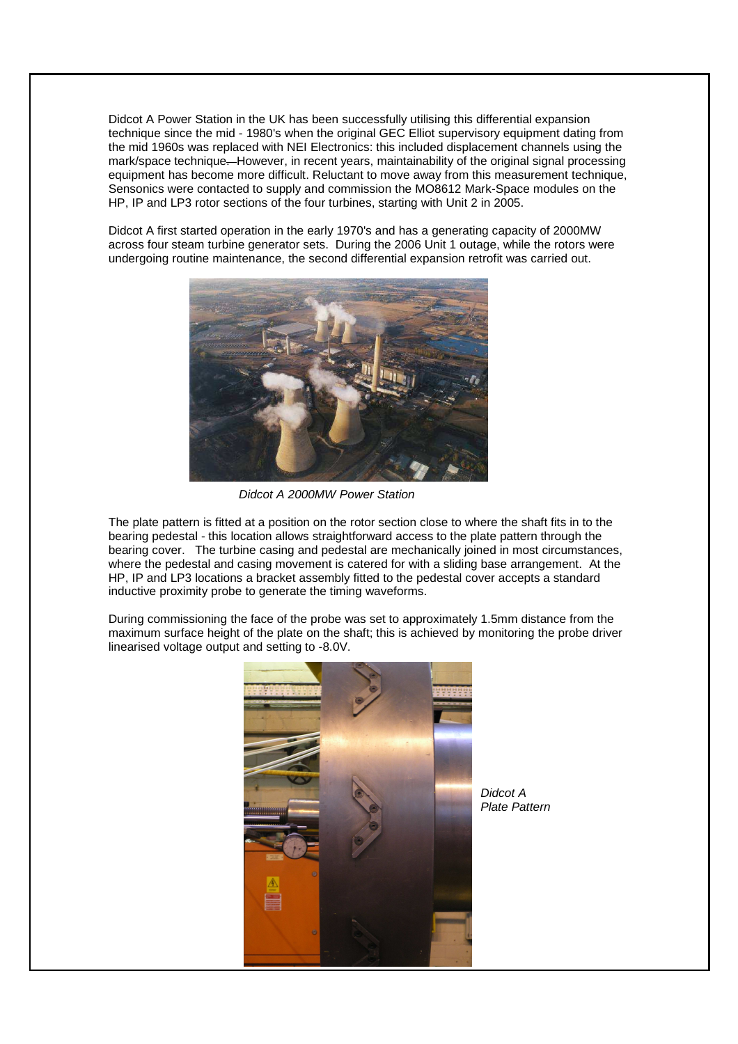Didcot A Power Station in the UK has been successfully utilising this differential expansion technique since the mid - 1980's when the original GEC Elliot supervisory equipment dating from the mid 1960s was replaced with NEI Electronics: this included displacement channels using the mark/space technique. However, in recent years, maintainability of the original signal processing equipment has become more difficult. Reluctant to move away from this measurement technique, Sensonics were contacted to supply and commission the MO8612 Mark-Space modules on the HP, IP and LP3 rotor sections of the four turbines, starting with Unit 2 in 2005.

Didcot A first started operation in the early 1970's and has a generating capacity of 2000MW across four steam turbine generator sets. During the 2006 Unit 1 outage, while the rotors were undergoing routine maintenance, the second differential expansion retrofit was carried out.

*Didcot A 2000MW Power Station*

The plate pattern is fitted at a position on the rotor section close to where the shaft fits in to the bearing pedestal - this location allows straightforward access to the plate pattern through the bearing cover. The turbine casing and pedestal are mechanically joined in most circumstances, where the pedestal and casing movement is catered for with a sliding base arrangement. At the HP, IP and LP3 locations a bracket assembly fitted to the pedestal cover accepts a standard inductive proximity probe to generate the timing waveforms.

During commissioning the face of the probe was set to approximately 1.5mm distance from the maximum surface height of the plate on the shaft; this is achieved by monitoring the probe driver linearised voltage output and setting to -8.0V.

*Didcot A Plate Pattern*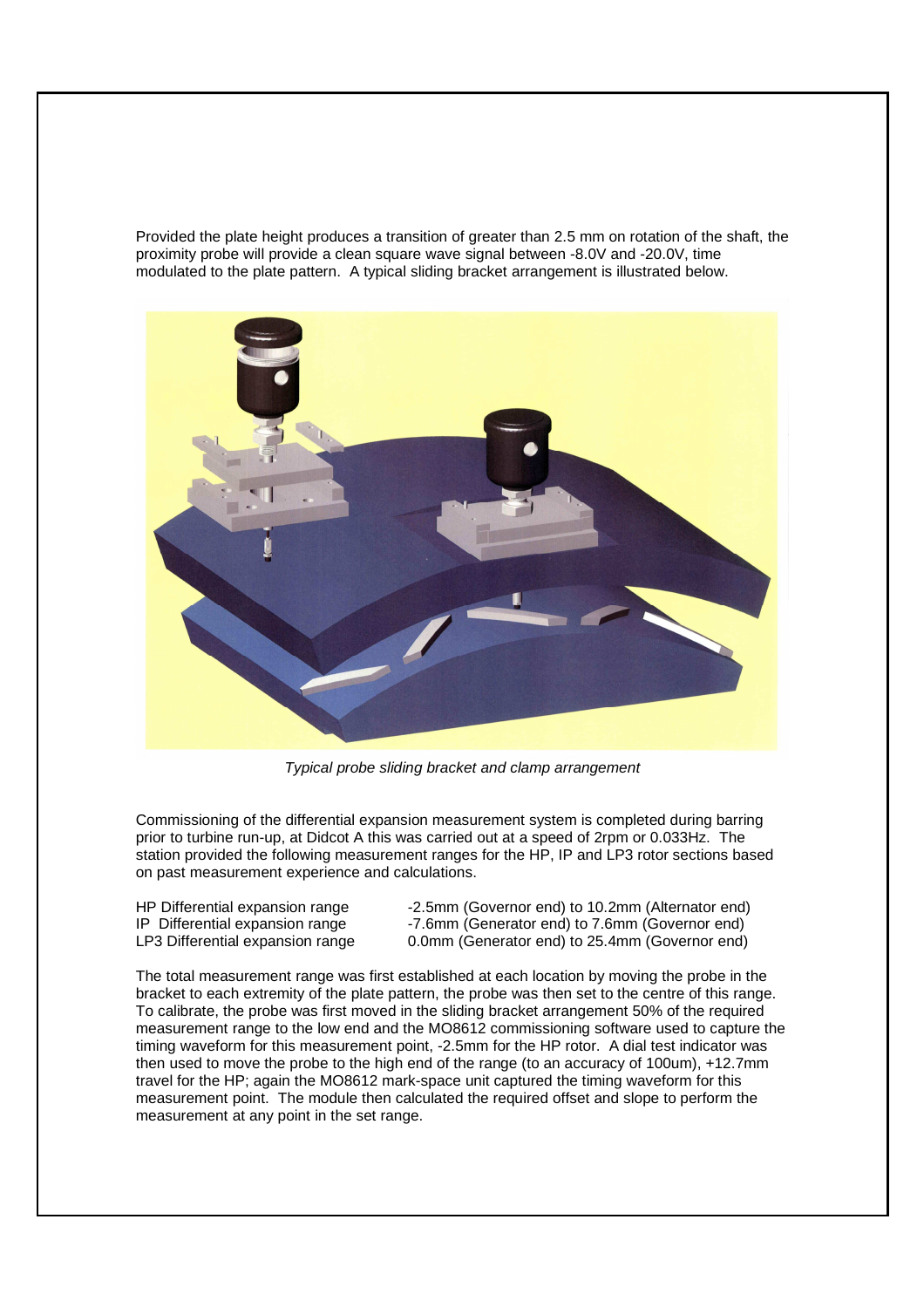Provided the plate height produces a transition of greater than 2.5 mm on rotation of the shaft, the proximity probe will provide a clean square wave signal between -8.0V and -20.0V, time modulated to the plate pattern. A typical sliding bracket arrangement is illustrated below.

*Typical probe sliding bracket and clamp arrangement*

Commissioning of the differential expansion measurement system is completed during barring prior to turbine run-up, at Didcot A this was carried out at a speed of 2rpm or 0.033Hz. The station provided the following measurement ranges for the HP, IP and LP3 rotor sections based on past measurement experience and calculations.

| | |
|---|---|
| HP Differential expansion range | -2.5mm (Governor end) to 10.2mm (Alternator end) |
| IP Differential expansion range | -7.6mm (Generator end) to 7.6mm (Governor end) |
| LP3 Differential expansion range | 0.0mm (Generator end) to 25.4mm (Governor end) |

The total measurement range was first established at each location by moving the probe in the bracket to each extremity of the plate pattern, the probe was then set to the centre of this range. To calibrate, the probe was first moved in the sliding bracket arrangement 50% of the required measurement range to the low end and the MO8612 commissioning software used to capture the timing waveform for this measurement point, -2.5mm for the HP rotor. A dial test indicator was then used to move the probe to the high end of the range (to an accuracy of 100um), +12.7mm travel for the HP; again the MO8612 mark-space unit captured the timing waveform for this measurement point. The module then calculated the required offset and slope to perform the measurement at any point in the set range.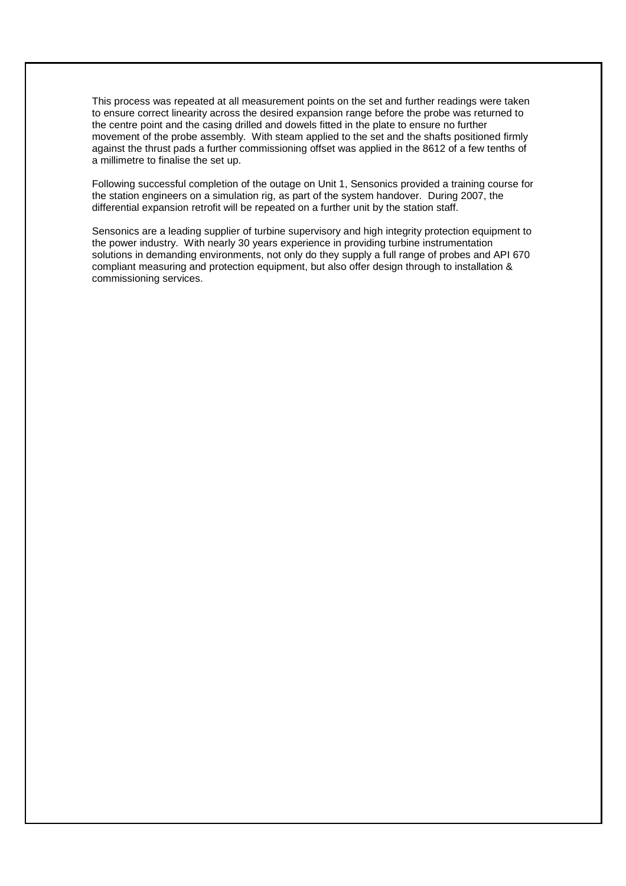This process was repeated at all measurement points on the set and further readings were taken to ensure correct linearity across the desired expansion range before the probe was returned to the centre point and the casing drilled and dowels fitted in the plate to ensure no further movement of the probe assembly. With steam applied to the set and the shafts positioned firmly against the thrust pads a further commissioning offset was applied in the 8612 of a few tenths of a millimetre to finalise the set up.

Following successful completion of the outage on Unit 1, Sensonics provided a training course for the station engineers on a simulation rig, as part of the system handover. During 2007, the differential expansion retrofit will be repeated on a further unit by the station staff.

Sensonics are a leading supplier of turbine supervisory and high integrity protection equipment to the power industry. With nearly 30 years experience in providing turbine instrumentation solutions in demanding environments, not only do they supply a full range of probes and API 670 compliant measuring and protection equipment, but also offer design through to installation & commissioning services.